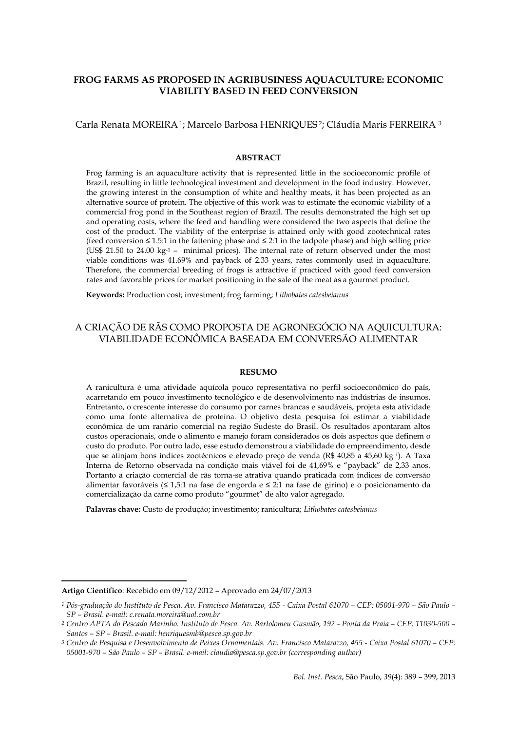# FROG FARMS AS PROPOSED IN AGRIBUSINESS AQUACULTURE: ECONOMIC VIABILITY BASED IN FEED CONVERSION

Carla Renata MOREIRA[1]; Marcelo Barbosa HENRIQUES[2]; Cláudia Maris FERREIRA[3]

## ABSTRACT

Frog farming is an aquaculture activity that is represented little in the socioeconomic profile of Brazil, resulting in little technological investment and development in the food industry. However, the growing interest in the consumption of white and healthy meats, it has been projected as an alternative source of protein. The objective of this work was to estimate the economic viability of a commercial frog pond in the Southeast region of Brazil. The results demonstrated the high set up and operating costs, where the feed and handling were considered the two aspects that define the cost of the product. The viability of the enterprise is attained only with good zootechnical rates (feed conversion ≤ 1.5:1 in the fattening phase and ≤ 2:1 in the tadpole phase) and high selling price (US$ 21.50 to 24.00 kg$^{-1}$ – minimal prices). The internal rate of return observed under the most viable conditions was 41.69% and payback of 2.33 years, rates commonly used in aquaculture. Therefore, the commercial breeding of frogs is attractive if practiced with good feed conversion rates and favorable prices for market positioning in the sale of the meat as a gourmet product.

**Keywords:** Production cost; investment; frog farming; *Lithobates catesbeianus*

# A CRIAÇÃO DE RÃS COMO PROPOSTA DE AGRONEGÓCIO NA AQUICULTURA: VIABILIDADE ECONÔMICA BASEADA EM CONVERSÃO ALIMENTAR

## RESUMO

A ranicultura é uma atividade aquícola pouco representativa no perfil socioeconômico do país, acarretando em pouco investimento tecnológico e de desenvolvimento nas indústrias de insumos. Entretanto, o crescente interesse do consumo por carnes brancas e saudáveis, projeta esta atividade como uma fonte alternativa de proteína. O objetivo desta pesquisa foi estimar a viabilidade econômica de um ranário comercial na região Sudeste do Brasil. Os resultados apontaram altos custos operacionais, onde o alimento e manejo foram considerados os dois aspectos que definem o custo do produto. Por outro lado, esse estudo demonstrou a viabilidade do empreendimento, desde que se atinjam bons índices zootécnicos e elevado preço de venda (R$ 40,85 a 45,60 kg$^{-1}$). A Taxa Interna de Retorno observada na condição mais viável foi de 41,69% e "payback" de 2,33 anos. Portanto a criação comercial de rãs torna-se atrativa quando praticada com índices de conversão alimentar favoráveis (≤ 1,5:1 na fase de engorda e ≤ 2:1 na fase de girino) e o posicionamento da comercialização da carne como produto "gourmet" de alto valor agregado.

**Palavras chave:** Custo de produção; investimento; ranicultura; *Lithobates catesbeianus*

---

**Artigo Científico**: Recebido em 09/12/2012 – Aprovado em 24/07/2013

[1] *Pós-graduação do Instituto de Pesca. Av. Francisco Matarazzo, 455 - Caixa Postal 61070 – CEP: 05001-970 – São Paulo – SP – Brasil. e-mail: c.renata.moreira@uol.com.br*

[2] *Centro APTA do Pescado Marinho. Instituto de Pesca. Av. Bartolomeu Gusmão, 192 - Ponta da Praia – CEP: 11030-500 – Santos – SP – Brasil. e-mail: henriquesmb@pesca.sp.gov.br*

[3] *Centro de Pesquisa e Desenvolvimento de Peixes Ornamentais. Av. Francisco Matarazzo, 455 - Caixa Postal 61070 – CEP: 05001-970 – São Paulo – SP – Brasil. e-mail: claudia@pesca.sp.gov.br (corresponding author)*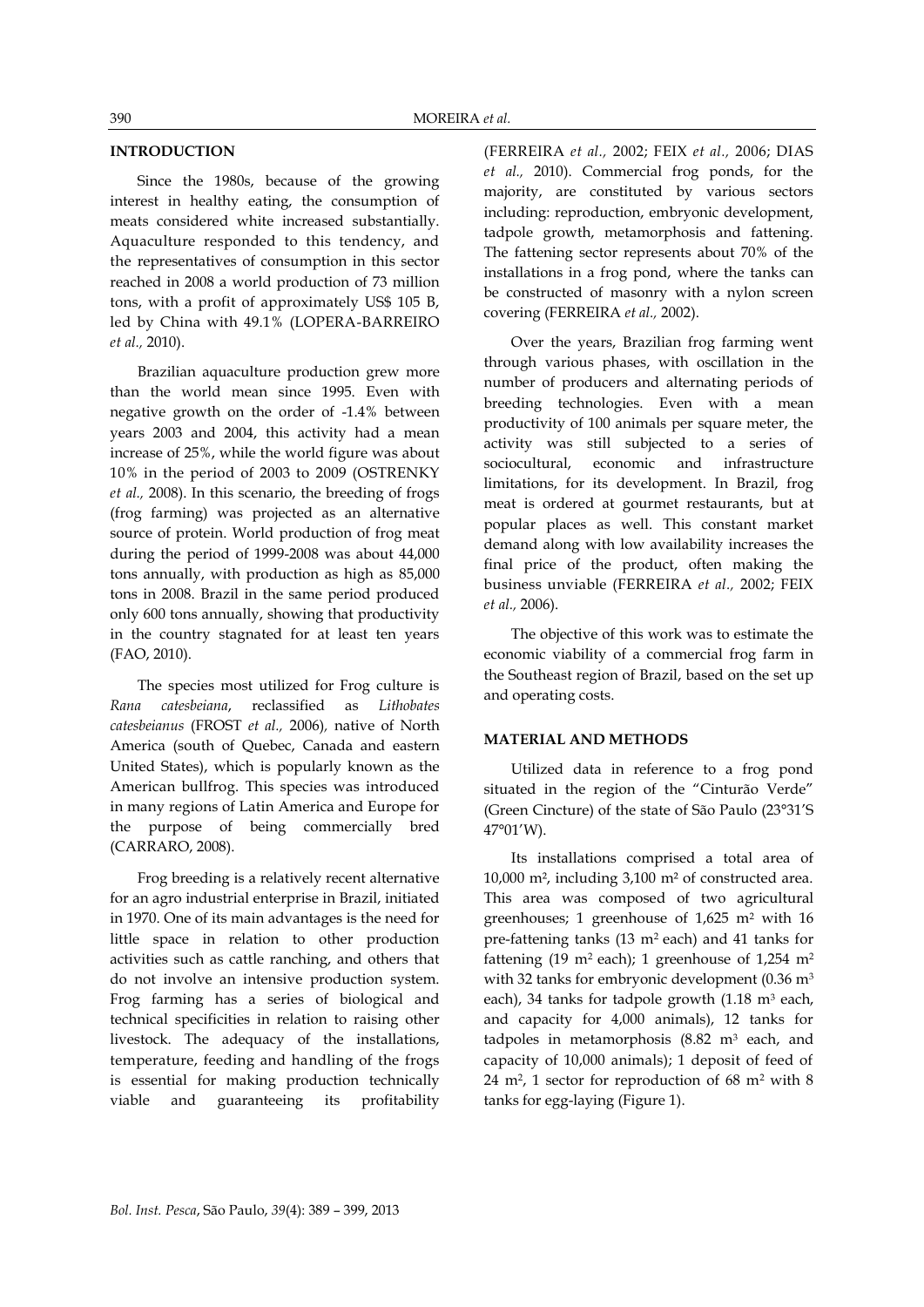## INTRODUCTION

Since the 1980s, because of the growing interest in healthy eating, the consumption of meats considered white increased substantially. Aquaculture responded to this tendency, and the representatives of consumption in this sector reached in 2008 a world production of 73 million tons, with a profit of approximately US$ 105 B, led by China with 49.1% (LOPERA-BARREIRO *et al.,* 2010).

Brazilian aquaculture production grew more than the world mean since 1995. Even with negative growth on the order of -1.4% between years 2003 and 2004, this activity had a mean increase of 25%, while the world figure was about 10% in the period of 2003 to 2009 (OSTRENKY *et al.,* 2008). In this scenario, the breeding of frogs (frog farming) was projected as an alternative source of protein. World production of frog meat during the period of 1999-2008 was about 44,000 tons annually, with production as high as 85,000 tons in 2008. Brazil in the same period produced only 600 tons annually, showing that productivity in the country stagnated for at least ten years (FAO, 2010).

The species most utilized for Frog culture is *Rana catesbeiana*, reclassified as *Lithobates catesbeianus* (FROST *et al.,* 2006), native of North America (south of Quebec, Canada and eastern United States), which is popularly known as the American bullfrog. This species was introduced in many regions of Latin America and Europe for the purpose of being commercially bred (CARRARO, 2008).

Frog breeding is a relatively recent alternative for an agro industrial enterprise in Brazil, initiated in 1970. One of its main advantages is the need for little space in relation to other production activities such as cattle ranching, and others that do not involve an intensive production system. Frog farming has a series of biological and technical specificities in relation to raising other livestock. The adequacy of the installations, temperature, feeding and handling of the frogs is essential for making production technically viable and guaranteeing its profitability (FERREIRA *et al.,* 2002; FEIX *et al.,* 2006; DIAS *et al.,* 2010). Commercial frog ponds, for the majority, are constituted by various sectors including: reproduction, embryonic development, tadpole growth, metamorphosis and fattening. The fattening sector represents about 70% of the installations in a frog pond, where the tanks can be constructed of masonry with a nylon screen covering (FERREIRA *et al.,* 2002).

Over the years, Brazilian frog farming went through various phases, with oscillation in the number of producers and alternating periods of breeding technologies. Even with a mean productivity of 100 animals per square meter, the activity was still subjected to a series of sociocultural, economic and infrastructure limitations, for its development. In Brazil, frog meat is ordered at gourmet restaurants, but at popular places as well. This constant market demand along with low availability increases the final price of the product, often making the business unviable (FERREIRA *et al.,* 2002; FEIX *et al.,* 2006).

The objective of this work was to estimate the economic viability of a commercial frog farm in the Southeast region of Brazil, based on the set up and operating costs.

## MATERIAL AND METHODS

Utilized data in reference to a frog pond situated in the region of the "Cinturão Verde" (Green Cincture) of the state of São Paulo (23°31'S 47°01'W).

Its installations comprised a total area of 10,000 m², including 3,100 m² of constructed area. This area was composed of two agricultural greenhouses; 1 greenhouse of 1,625 m² with 16 pre-fattening tanks (13 m² each) and 41 tanks for fattening (19 m² each); 1 greenhouse of 1,254 m² with 32 tanks for embryonic development (0.36 m³ each), 34 tanks for tadpole growth (1.18 m³ each, and capacity for 4,000 animals), 12 tanks for tadpoles in metamorphosis (8.82 m³ each, and capacity of 10,000 animals); 1 deposit of feed of 24 m², 1 sector for reproduction of 68 m² with 8 tanks for egg-laying (Figure 1).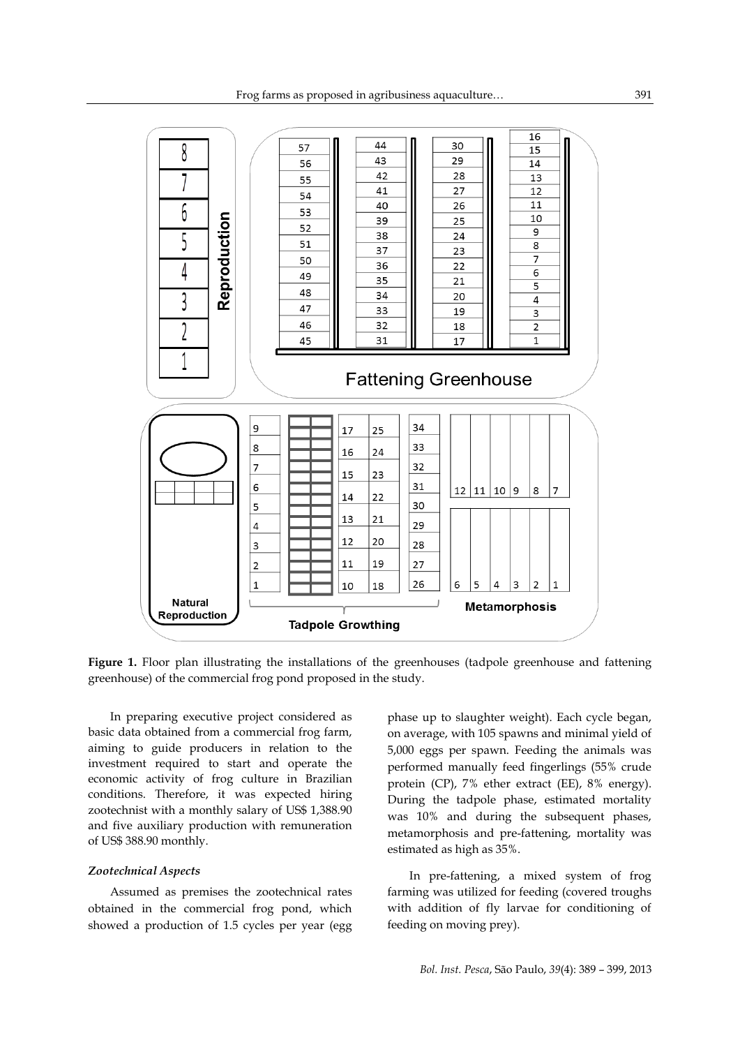**Figure 1.** Floor plan illustrating the installations of the greenhouses (tadpole greenhouse and fattening greenhouse) of the commercial frog pond proposed in the study.

In preparing executive project considered as basic data obtained from a commercial frog farm, aiming to guide producers in relation to the investment required to start and operate the economic activity of frog culture in Brazilian conditions. Therefore, it was expected hiring zootechnist with a monthly salary of US$ 1,388.90 and five auxiliary production with remuneration of US$ 388.90 monthly.

### *Zootechnical Aspects*

Assumed as premises the zootechnical rates obtained in the commercial frog pond, which showed a production of 1.5 cycles per year (egg phase up to slaughter weight). Each cycle began, on average, with 105 spawns and minimal yield of 5,000 eggs per spawn. Feeding the animals was performed manually feed fingerlings (55% crude protein (CP), 7% ether extract (EE), 8% energy). During the tadpole phase, estimated mortality was 10% and during the subsequent phases, metamorphosis and pre-fattening, mortality was estimated as high as 35%.

In pre-fattening, a mixed system of frog farming was utilized for feeding (covered troughs with addition of fly larvae for conditioning of feeding on moving prey).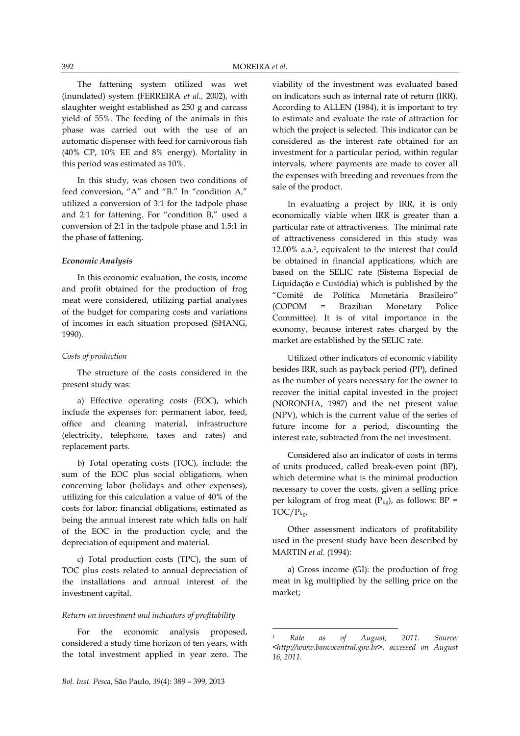The fattening system utilized was wet (inundated) system (FERREIRA *et al.,* 2002), with slaughter weight established as 250 g and carcass yield of 55%. The feeding of the animals in this phase was carried out with the use of an automatic dispenser with feed for carnivorous fish (40% CP, 10% EE and 8% energy). Mortality in this period was estimated as 10%.

In this study, was chosen two conditions of feed conversion, "A" and "B." In "condition A," utilized a conversion of 3:1 for the tadpole phase and 2:1 for fattening. For "condition B," used a conversion of 2:1 in the tadpole phase and 1.5:1 in the phase of fattening.

### *Economic Analysis*

In this economic evaluation, the costs, income and profit obtained for the production of frog meat were considered, utilizing partial analyses of the budget for comparing costs and variations of incomes in each situation proposed (SHANG, 1990).

#### *Costs of production*

The structure of the costs considered in the present study was:

a) Effective operating costs (EOC), which include the expenses for: permanent labor, feed, office and cleaning material, infrastructure (electricity, telephone, taxes and rates) and replacement parts.

b) Total operating costs (TOC), include: the sum of the EOC plus social obligations, when concerning labor (holidays and other expenses), utilizing for this calculation a value of 40% of the costs for labor; financial obligations, estimated as being the annual interest rate which falls on half of the EOC in the production cycle; and the depreciation of equipment and material.

c) Total production costs (TPC), the sum of TOC plus costs related to annual depreciation of the installations and annual interest of the investment capital.

#### *Return on investment and indicators of profitability*

For the economic analysis proposed, considered a study time horizon of ten years, with the total investment applied in year zero. The viability of the investment was evaluated based on indicators such as internal rate of return (IRR). According to ALLEN (1984), it is important to try to estimate and evaluate the rate of attraction for which the project is selected. This indicator can be considered as the interest rate obtained for an investment for a particular period, within regular intervals, where payments are made to cover all the expenses with breeding and revenues from the sale of the product.

In evaluating a project by IRR, it is only economically viable when IRR is greater than a particular rate of attractiveness. The minimal rate of attractiveness considered in this study was 12.00% a.a.[1], equivalent to the interest that could be obtained in financial applications, which are based on the SELIC rate (Sistema Especial de Liquidação e Custódia) which is published by the "Comitê de Política Monetária Brasileiro" (COPOM = Brazilian Monetary Police Committee). It is of vital importance in the economy, because interest rates charged by the market are established by the SELIC rate.

Utilized other indicators of economic viability besides IRR, such as payback period (PP), defined as the number of years necessary for the owner to recover the initial capital invested in the project (NORONHA, 1987) and the net present value (NPV), which is the current value of the series of future income for a period, discounting the interest rate, subtracted from the net investment.

Considered also an indicator of costs in terms of units produced, called break-even point (BP), which determine what is the minimal production necessary to cover the costs, given a selling price per kilogram of frog meat ($P_{kg}$), as follows: $BP = TOC/P_{kg}$.

Other assessment indicators of profitability used in the present study have been described by MARTIN *et al.* (1994):

a) Gross income (GI): the production of frog meat in kg multiplied by the selling price on the market;

---

[1] *Rate as of August, 2011. Source: <http://www.bancocentral.gov.br>, accessed on August 16, 2011.*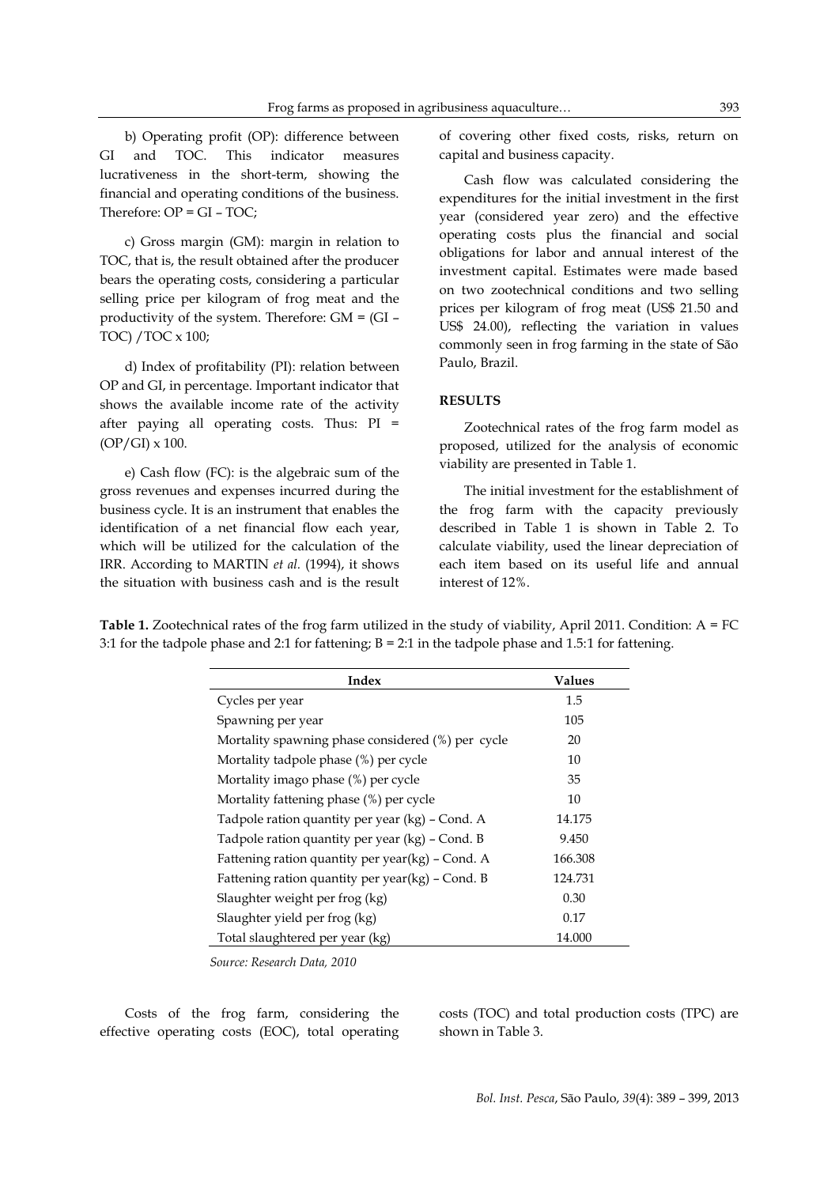b) Operating profit (OP): difference between GI and TOC. This indicator measures lucrativeness in the short-term, showing the financial and operating conditions of the business. Therefore: OP = GI – TOC;

c) Gross margin (GM): margin in relation to TOC, that is, the result obtained after the producer bears the operating costs, considering a particular selling price per kilogram of frog meat and the productivity of the system. Therefore: GM = (GI – TOC) /TOC x 100;

d) Index of profitability (PI): relation between OP and GI, in percentage. Important indicator that shows the available income rate of the activity after paying all operating costs. Thus: PI = (OP/GI) x 100.

e) Cash flow (FC): is the algebraic sum of the gross revenues and expenses incurred during the business cycle. It is an instrument that enables the identification of a net financial flow each year, which will be utilized for the calculation of the IRR. According to MARTIN *et al.* (1994), it shows the situation with business cash and is the result of covering other fixed costs, risks, return on capital and business capacity.

Cash flow was calculated considering the expenditures for the initial investment in the first year (considered year zero) and the effective operating costs plus the financial and social obligations for labor and annual interest of the investment capital. Estimates were made based on two zootechnical conditions and two selling prices per kilogram of frog meat (US$ 21.50 and US$ 24.00), reflecting the variation in values commonly seen in frog farming in the state of São Paulo, Brazil.

## RESULTS

Zootechnical rates of the frog farm model as proposed, utilized for the analysis of economic viability are presented in Table 1.

The initial investment for the establishment of the frog farm with the capacity previously described in Table 1 is shown in Table 2. To calculate viability, used the linear depreciation of each item based on its useful life and annual interest of 12%.

**Table 1.** Zootechnical rates of the frog farm utilized in the study of viability, April 2011. Condition: A = FC 3:1 for the tadpole phase and 2:1 for fattening; B = 2:1 in the tadpole phase and 1.5:1 for fattening.

| Index | Values |
|---|---|
| Cycles per year | 1.5 |
| Spawning per year | 105 |
| Mortality spawning phase considered (%) per cycle | 20 |
| Mortality tadpole phase (%) per cycle | 10 |
| Mortality imago phase (%) per cycle | 35 |
| Mortality fattening phase (%) per cycle | 10 |
| Tadpole ration quantity per year (kg) – Cond. A | 14.175 |
| Tadpole ration quantity per year (kg) – Cond. B | 9.450 |
| Fattening ration quantity per year(kg) – Cond. A | 166.308 |
| Fattening ration quantity per year(kg) – Cond. B | 124.731 |
| Slaughter weight per frog (kg) | 0.30 |
| Slaughter yield per frog (kg) | 0.17 |
| Total slaughtered per year (kg) | 14.000 |

*Source: Research Data, 2010*

Costs of the frog farm, considering the effective operating costs (EOC), total operating costs (TOC) and total production costs (TPC) are shown in Table 3.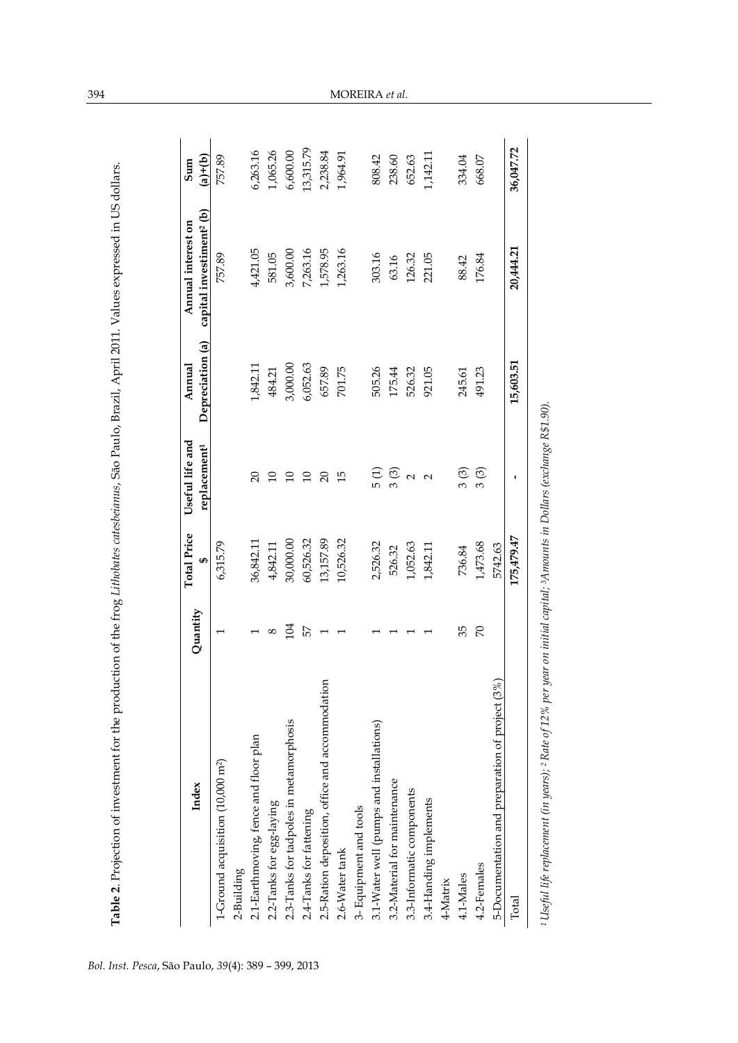**Table 2**. Projection of investment for the production of the frog *Lithobates catesbeianus*, São Paulo, Brazil, April 2011. Values expressed in US dollars.

| Index | Quantity | Total Price $ | Useful life and replacement[1] | Annual Depreciation (a) | Annual interest on capital investiment[2] (b) | Sum (a)+(b) |
|---|---|---|---|---|---|---|
| 1-Ground acquisition (10,000 m$^2$) | 1 | 6,315.79 | | | 757.89 | 757.89 |
| 2-Building | | | | | | |
| 2.1-Earthmoving, fence and floor plan | 1 | 36,842.11 | 20 | 1,842.11 | 4,421.05 | 6,263.16 |
| 2.2-Tanks for egg-laying | 8 | 4,842.11 | 10 | 484.21 | 581.05 | 1,065.26 |
| 2.3-Tanks for tadpoles in metamorphosis | 104 | 30,000.00 | 10 | 3,000.00 | 3,600.00 | 6,600.00 |
| 2.4-Tanks for fattening | 57 | 60,526.32 | 10 | 6,052.63 | 7,263.16 | 13,315.79 |
| 2.5-Ration deposition, office and accommodation | 1 | 13,157.89 | 20 | 657.89 | 1,578.95 | 2,238.84 |
| 2.6-Water tank | 1 | 10,526.32 | 15 | 701.75 | 1,263.16 | 1,964.91 |
| 3- Equipment and tools | | | | | | |
| 3.1-Water well (pumps and installations) | 1 | 2,526.32 | 5 (1) | 505.26 | 303.16 | 808.42 |
| 3.2-Material for maintenance | 1 | 526.32 | 3 (3) | 175.44 | 63.16 | 238.60 |
| 3.3-Informatic components | 1 | 1,052.63 | 2 | 526.32 | 126.32 | 652.63 |
| 3.4-Handing implements | 1 | 1,842.11 | 2 | 921.05 | 221.05 | 1,142.11 |
| 4-Matrix | | | | | | |
| 4.1-Males | 35 | 736.84 | 3 (3) | 245.61 | 88.42 | 334.04 |
| 4.2-Females | 70 | 1,473.68 | 3 (3) | 491.23 | 176.84 | 668.07 |
| 5-Documentation and preparation of project (3%) | | 5742.63 | | | | |
| Total | | **175,479.47** | **-** | **15,603.51** | **20,444.21** | **36,047.72** |

[1] *Useful life replacement (in years);* [2] *Rate of 12% per year on initial capital;* [3] *Amounts in Dollars (exchange R$1.90).*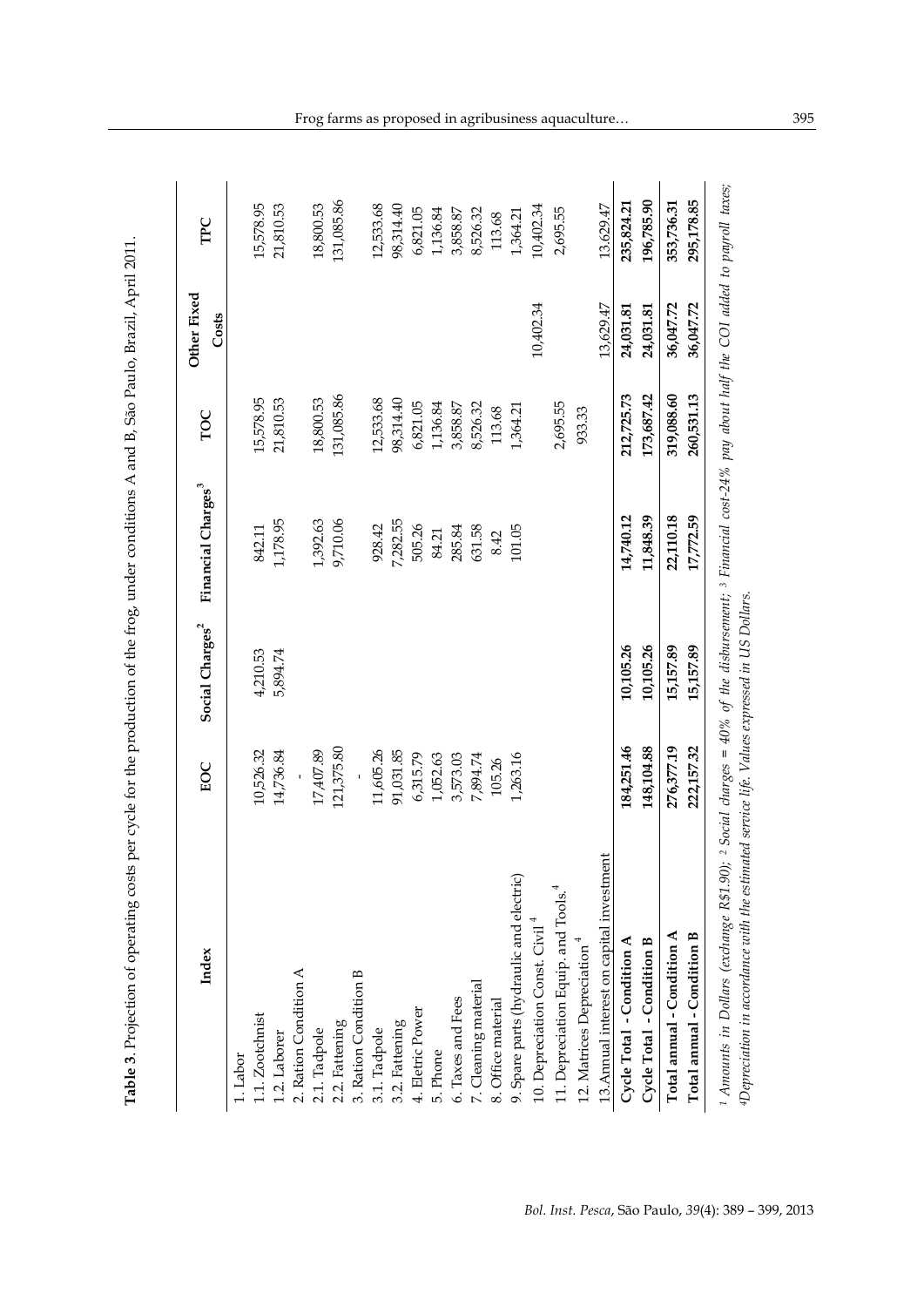**Table 3**. Projection of operating costs per cycle for the production of the frog, under conditions A and B, São Paulo, Brazil, April 2011.

| Index | EOC | Social Charges[2] | Financial Charges[3] | TOC | Other Fixed Costs | TPC |
|---|---|---|---|---|---|---|
| 1. Labor | | | | | | |
| 1.1. Zootchnist | 10,526.32 | 4,210.53 | 842.11 | 15,578.95 | | 15,578.95 |
| 1.2. Laborer | 14,736.84 | 5,894.74 | 1,178.95 | 21,810.53 | | 21,810.53 |
| 2. Ration Condition A | - | | | | | |
| 2.1. Tadpole | 17,407.89 | | 1,392.63 | 18,800.53 | | 18,800.53 |
| 2.2. Fattening | 121,375.80 | | 9,710.06 | 131,085.86 | | 131,085.86 |
| 3. Ration Condition B | - | | | | | |
| 3.1. Tadpole | 11,605.26 | | 928.42 | 12,533.68 | | 12,533.68 |
| 3.2. Fattening | 91,031.85 | | 7,282.55 | 98,314.40 | | 98,314.40 |
| 4. Eletric Power | 6,315.79 | | 505.26 | 6,821.05 | | 6,821.05 |
| 5. Phone | 1,052.63 | | 84.21 | 1,136.84 | | 1,136.84 |
| 6. Taxes and Fees | 3,573.03 | | 285.84 | 3,858.87 | | 3,858.87 |
| 7. Cleaning material | 7,894.74 | | 631.58 | 8,526.32 | | 8,526.32 |
| 8. Office material | 105.26 | | 8.42 | 113.68 | | 113.68 |
| 9. Spare parts (hydraulic and electric) | 1,263.16 | | 101.05 | 1,364.21 | | 1,364.21 |
| 10. Depreciation Const. Civil[4] | | | | | 10,402.34 | 10,402.34 |
| 11. Depreciation Equip. and Tools.[4] | | | | 2,695.55 | | 2,695.55 |
| 12. Matrices Depreciation[4] | | | | 933.33 | | |
| 13. Annual interest on capital investment | | | | | 13,629.47 | 13,629.47 |
| **Cycle Total - Condition A** | **184,251.46** | **10,105.26** | **14,740.12** | **212,725.73** | **24,031.81** | **235,824.21** |
| **Cycle Total - Condition B** | **148,104.88** | **10,105.26** | **11,848.39** | **173,687.42** | **24,031.81** | **196,785.90** |
| **Total annual - Condition A** | **276,377.19** | **15,157.89** | **22,110.18** | **319,088.60** | **36,047.72** | **353,736.31** |
| **Total annual - Condition B** | **222,157.32** | **15,157.89** | **17,772.59** | **260,531.13** | **36,047.72** | **295,178.85** |

*[1] Amounts in Dollars (exchange R$1.90); [2] Social charges = 40% of the disbursement; [3] Financial cost-24% pay about half the COI added to payroll taxes; [4]Depreciation in accordance with the estimated service life. Values expressed in US Dollars.*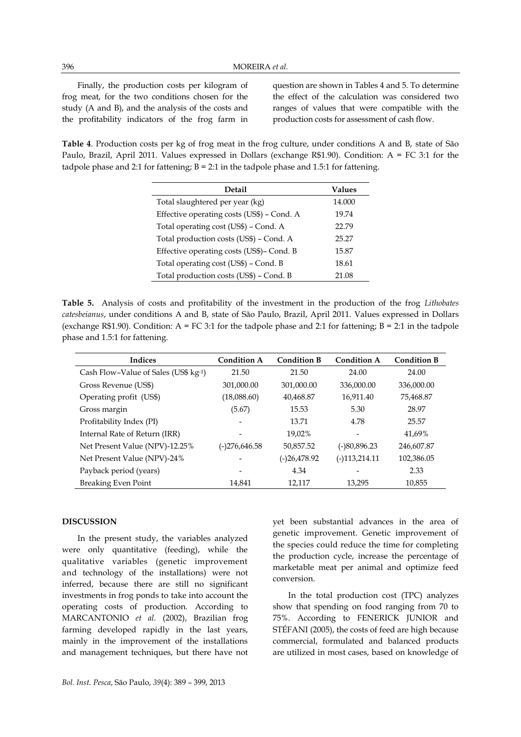Finally, the production costs per kilogram of frog meat, for the two conditions chosen for the study (A and B), and the analysis of the costs and the profitability indicators of the frog farm in question are shown in Tables 4 and 5. To determine the effect of the calculation was considered two ranges of values that were compatible with the production costs for assessment of cash flow.

**Table 4**. Production costs per kg of frog meat in the frog culture, under conditions A and B, state of São Paulo, Brazil, April 2011. Values expressed in Dollars (exchange R$1.90). Condition: A = FC 3:1 for the tadpole phase and 2:1 for fattening; B = 2:1 in the tadpole phase and 1.5:1 for fattening.

| Detail | Values |
|---|---|
| Total slaughtered per year (kg) | 14.000 |
| Effective operating costs (US$) – Cond. A | 19.74 |
| Total operating cost (US$) – Cond. A | 22.79 |
| Total production costs (US$) – Cond. A | 25.27 |
| Effective operating costs (US$)– Cond. B | 15.87 |
| Total operating cost (US$) – Cond. B | 18.61 |
| Total production costs (US$) – Cond. B | 21.08 |

**Table 5.** Analysis of costs and profitability of the investment in the production of the frog *Lithobates catesbeianus*, under conditions A and B, state of São Paulo, Brazil, April 2011. Values expressed in Dollars (exchange R$1.90). Condition: A = FC 3:1 for the tadpole phase and 2:1 for fattening; B = 2:1 in the tadpole phase and 1.5:1 for fattening.

| Indices | Condition A | Condition B | Condition A | Condition B |
|---|---|---|---|---|
| Cash Flow–Value of Sales (US$ $kg^{-1}$) | 21.50 | 21.50 | 24.00 | 24.00 |
| Gross Revenue (US$) | 301,000.00 | 301,000.00 | 336,000.00 | 336,000.00 |
| Operating profit (US$) | (18,088.60) | 40,468.87 | 16,911.40 | 75,468.87 |
| Gross margin | (5.67) | 15.53 | 5.30 | 28.97 |
| Profitability Index (PI) | - | 13.71 | 4.78 | 25.57 |
| Internal Rate of Return (IRR) | - | 19,02% | - | 41,69% |
| Net Present Value (NPV)-12.25% | (-)276,646.58 | 50,857.52 | (-)80,896.23 | 246,607.87 |
| Net Present Value (NPV)-24% | - | (-)26,478.92 | (-)113,214.11 | 102,386.05 |
| Payback period (years) | - | 4.34 | - | 2.33 |
| Breaking Even Point | 14,841 | 12,117 | 13,295 | 10,855 |

## DISCUSSION

In the present study, the variables analyzed were only quantitative (feeding), while the qualitative variables (genetic improvement and technology of the installations) were not inferred, because there are still no significant investments in frog ponds to take into account the operating costs of production. According to MARCANTONIO *et al.* (2002), Brazilian frog farming developed rapidly in the last years, mainly in the improvement of the installations and management techniques, but there have not yet been substantial advances in the area of genetic improvement. Genetic improvement of the species could reduce the time for completing the production cycle, increase the percentage of marketable meat per animal and optimize feed conversion.

In the total production cost (TPC) analyzes show that spending on food ranging from 70 to 75%. According to FENERICK JUNIOR and STÉFANI (2005), the costs of feed are high because commercial, formulated and balanced products are utilized in most cases, based on knowledge of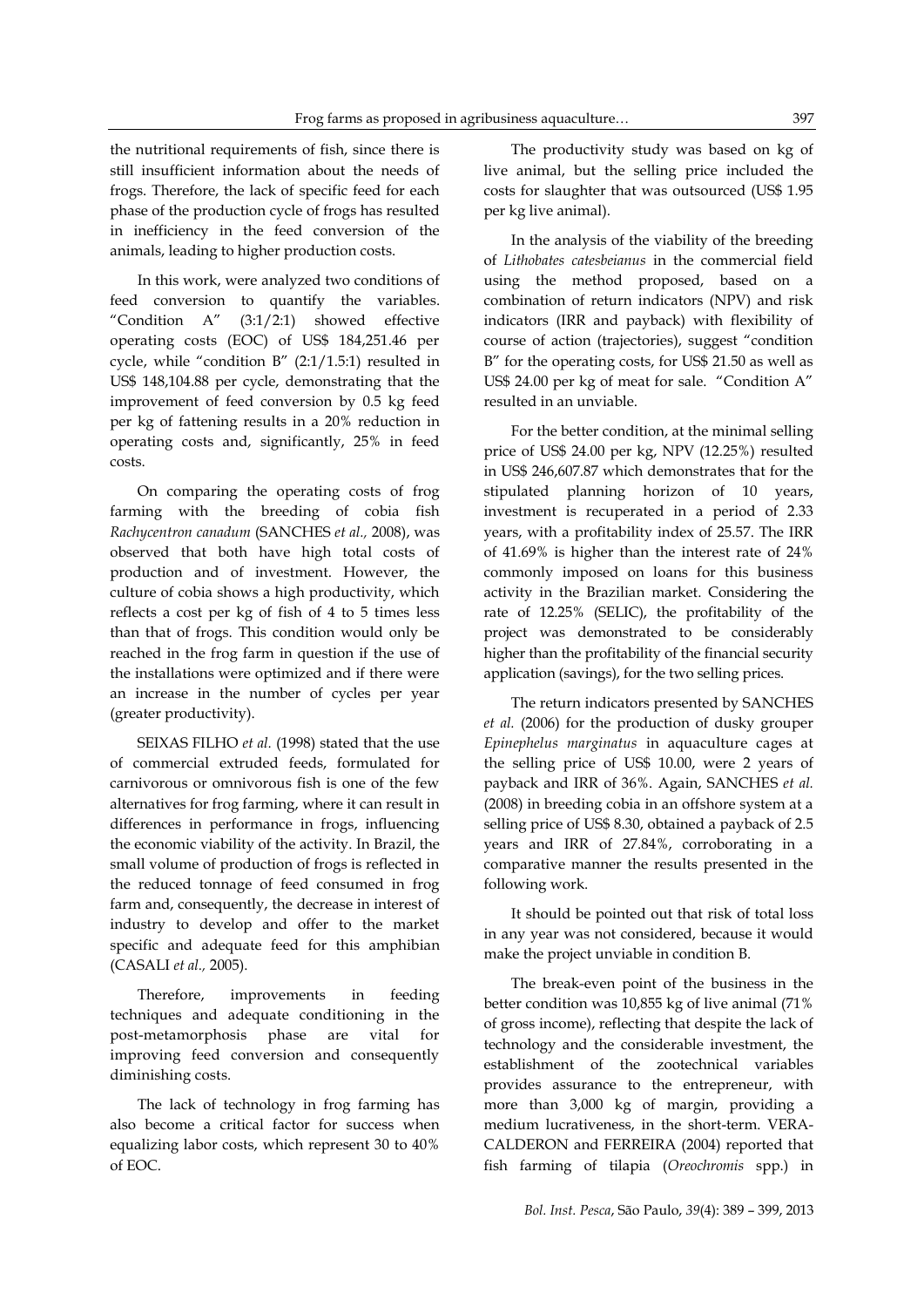the nutritional requirements of fish, since there is still insufficient information about the needs of frogs. Therefore, the lack of specific feed for each phase of the production cycle of frogs has resulted in inefficiency in the feed conversion of the animals, leading to higher production costs.

In this work, were analyzed two conditions of feed conversion to quantify the variables. "Condition A" (3:1/2:1) showed effective operating costs (EOC) of US$ 184,251.46 per cycle, while "condition B" (2:1/1.5:1) resulted in US$ 148,104.88 per cycle, demonstrating that the improvement of feed conversion by 0.5 kg feed per kg of fattening results in a 20% reduction in operating costs and, significantly, 25% in feed costs.

On comparing the operating costs of frog farming with the breeding of cobia fish *Rachycentron canadum* (SANCHES *et al.,* 2008), was observed that both have high total costs of production and of investment. However, the culture of cobia shows a high productivity, which reflects a cost per kg of fish of 4 to 5 times less than that of frogs. This condition would only be reached in the frog farm in question if the use of the installations were optimized and if there were an increase in the number of cycles per year (greater productivity).

SEIXAS FILHO *et al.* (1998) stated that the use of commercial extruded feeds, formulated for carnivorous or omnivorous fish is one of the few alternatives for frog farming, where it can result in differences in performance in frogs, influencing the economic viability of the activity. In Brazil, the small volume of production of frogs is reflected in the reduced tonnage of feed consumed in frog farm and, consequently, the decrease in interest of industry to develop and offer to the market specific and adequate feed for this amphibian (CASALI *et al.,* 2005).

Therefore, improvements in feeding techniques and adequate conditioning in the post-metamorphosis phase are vital for improving feed conversion and consequently diminishing costs.

The lack of technology in frog farming has also become a critical factor for success when equalizing labor costs, which represent 30 to 40% of EOC.

The productivity study was based on kg of live animal, but the selling price included the costs for slaughter that was outsourced (US$ 1.95 per kg live animal).

In the analysis of the viability of the breeding of *Lithobates catesbeianus* in the commercial field using the method proposed, based on a combination of return indicators (NPV) and risk indicators (IRR and payback) with flexibility of course of action (trajectories), suggest "condition B" for the operating costs, for US$ 21.50 as well as US$ 24.00 per kg of meat for sale. "Condition A" resulted in an unviable.

For the better condition, at the minimal selling price of US$ 24.00 per kg, NPV (12.25%) resulted in US$ 246,607.87 which demonstrates that for the stipulated planning horizon of 10 years, investment is recuperated in a period of 2.33 years, with a profitability index of 25.57. The IRR of 41.69% is higher than the interest rate of 24% commonly imposed on loans for this business activity in the Brazilian market. Considering the rate of 12.25% (SELIC), the profitability of the project was demonstrated to be considerably higher than the profitability of the financial security application (savings), for the two selling prices.

The return indicators presented by SANCHES *et al.* (2006) for the production of dusky grouper *Epinephelus marginatus* in aquaculture cages at the selling price of US$ 10.00, were 2 years of payback and IRR of 36%. Again, SANCHES *et al.* (2008) in breeding cobia in an offshore system at a selling price of US$ 8.30, obtained a payback of 2.5 years and IRR of 27.84%, corroborating in a comparative manner the results presented in the following work.

It should be pointed out that risk of total loss in any year was not considered, because it would make the project unviable in condition B.

The break-even point of the business in the better condition was 10,855 kg of live animal (71% of gross income), reflecting that despite the lack of technology and the considerable investment, the establishment of the zootechnical variables provides assurance to the entrepreneur, with more than 3,000 kg of margin, providing a medium lucrativeness, in the short-term. VERA-CALDERON and FERREIRA (2004) reported that fish farming of tilapia (*Oreochromis* spp.) in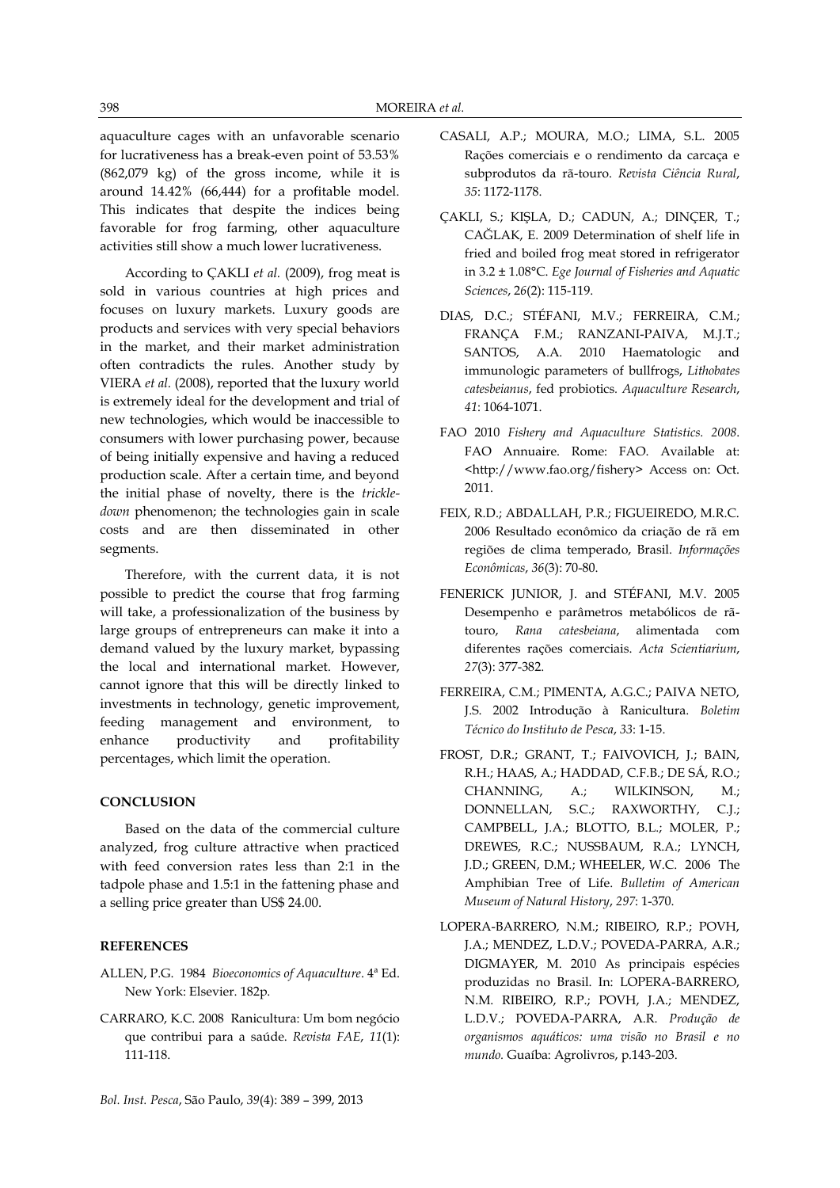aquaculture cages with an unfavorable scenario for lucrativeness has a break-even point of 53.53% (862,079 kg) of the gross income, while it is around 14.42% (66,444) for a profitable model. This indicates that despite the indices being favorable for frog farming, other aquaculture activities still show a much lower lucrativeness.

According to ÇAKLI *et al.* (2009), frog meat is sold in various countries at high prices and focuses on luxury markets. Luxury goods are products and services with very special behaviors in the market, and their market administration often contradicts the rules. Another study by VIERA *et al.* (2008), reported that the luxury world is extremely ideal for the development and trial of new technologies, which would be inaccessible to consumers with lower purchasing power, because of being initially expensive and having a reduced production scale. After a certain time, and beyond the initial phase of novelty, there is the *trickle-down* phenomenon; the technologies gain in scale costs and are then disseminated in other segments.

Therefore, with the current data, it is not possible to predict the course that frog farming will take, a professionalization of the business by large groups of entrepreneurs can make it into a demand valued by the luxury market, bypassing the local and international market. However, cannot ignore that this will be directly linked to investments in technology, genetic improvement, feeding management and environment, to enhance productivity and profitability percentages, which limit the operation.

## CONCLUSION

Based on the data of the commercial culture analyzed, frog culture attractive when practiced with feed conversion rates less than 2:1 in the tadpole phase and 1.5:1 in the fattening phase and a selling price greater than US$ 24.00.

## REFERENCES

ALLEN, P.G. 1984 *Bioeconomics of Aquaculture*. 4ª Ed. New York: Elsevier. 182p.

CARRARO, K.C. 2008 Ranicultura: Um bom negócio que contribui para a saúde. *Revista FAE*, *11*(1): 111-118.

CASALI, A.P.; MOURA, M.O.; LIMA, S.L. 2005 Rações comerciais e o rendimento da carcaça e subprodutos da rã-touro. *Revista Ciência Rural*, *35*: 1172-1178.

ÇAKLI, S.; KIŞLA, D.; CADUN, A.; DINÇER, T.; CAĞLAK, E. 2009 Determination of shelf life in fried and boiled frog meat stored in refrigerator in 3.2 ± 1.08°C. *Ege Journal of Fisheries and Aquatic Sciences*, *26*(2): 115-119.

DIAS, D.C.; STÉFANI, M.V.; FERREIRA, C.M.; FRANÇA F.M.; RANZANI-PAIVA, M.J.T.; SANTOS, A.A. 2010 Haematologic and immunologic parameters of bullfrogs, *Lithobates catesbeianus*, fed probiotics. *Aquaculture Research*, *41*: 1064-1071.

FAO 2010 *Fishery and Aquaculture Statistics. 2008*. FAO Annuaire. Rome: FAO. Available at: <http://www.fao.org/fishery> Access on: Oct. 2011.

FEIX, R.D.; ABDALLAH, P.R.; FIGUEIREDO, M.R.C. 2006 Resultado econômico da criação de rã em regiões de clima temperado, Brasil. *Informações Econômicas*, *36*(3): 70-80.

FENERICK JUNIOR, J. and STÉFANI, M.V. 2005 Desempenho e parâmetros metabólicos de rã-touro, *Rana catesbeiana*, alimentada com diferentes rações comerciais. *Acta Scientiarium*, *27*(3): 377-382.

FERREIRA, C.M.; PIMENTA, A.G.C.; PAIVA NETO, J.S. 2002 Introdução à Ranicultura. *Boletim Técnico do Instituto de Pesca*, *33*: 1-15.

FROST, D.R.; GRANT, T.; FAIVOVICH, J.; BAIN, R.H.; HAAS, A.; HADDAD, C.F.B.; DE SÁ, R.O.; CHANNING, A.; WILKINSON, M.; DONNELLAN, S.C.; RAXWORTHY, C.J.; CAMPBELL, J.A.; BLOTTO, B.L.; MOLER, P.; DREWES, R.C.; NUSSBAUM, R.A.; LYNCH, J.D.; GREEN, D.M.; WHEELER, W.C. 2006 The Amphibian Tree of Life. *Bulletim of American Museum of Natural History*, *297*: 1-370.

LOPERA-BARRERO, N.M.; RIBEIRO, R.P.; POVH, J.A.; MENDEZ, L.D.V.; POVEDA-PARRA, A.R.; DIGMAYER, M. 2010 As principais espécies produzidas no Brasil. In: LOPERA-BARRERO, N.M. RIBEIRO, R.P.; POVH, J.A.; MENDEZ, L.D.V.; POVEDA-PARRA, A.R. *Produção de organismos aquáticos: uma visão no Brasil e no mundo*. Guaíba: Agrolivros, p.143-203.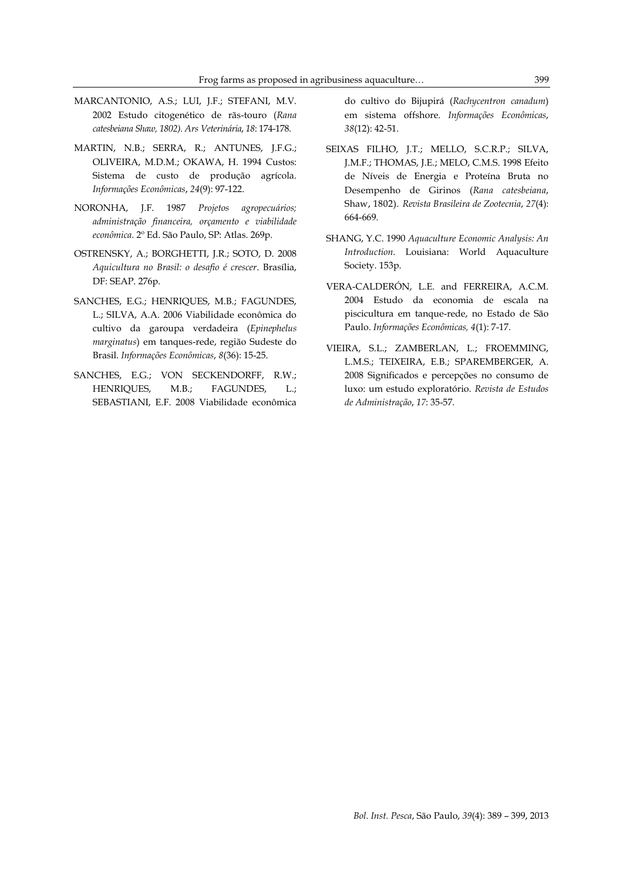MARCANTONIO, A.S.; LUI, J.F.; STEFANI, M.V. 2002 Estudo citogenético de rãs-touro (*Rana catesbeiana Shaw, 1802). Ars Veterinária*, *18*: 174-178.

MARTIN, N.B.; SERRA, R.; ANTUNES, J.F.G.; OLIVEIRA, M.D.M.; OKAWA, H. 1994 Custos: Sistema de custo de produção agrícola. *Informações Econômicas*, *24*(9): 97-122.

NORONHA, J.F. 1987 *Projetos agropecuários; administração financeira, orçamento e viabilidade econômica*. 2º Ed. São Paulo, SP: Atlas. 269p.

OSTRENSKY, A.; BORGHETTI, J.R.; SOTO, D. 2008 *Aquicultura no Brasil: o desafio é crescer*. Brasília, DF: SEAP. 276p.

SANCHES, E.G.; HENRIQUES, M.B.; FAGUNDES, L.; SILVA, A.A. 2006 Viabilidade econômica do cultivo da garoupa verdadeira (*Epinephelus marginatus*) em tanques-rede, região Sudeste do Brasil. *Informações Econômicas*, *8*(36): 15-25.

SANCHES, E.G.; VON SECKENDORFF, R.W.; HENRIQUES, M.B.; FAGUNDES, L.; SEBASTIANI, E.F. 2008 Viabilidade econômica do cultivo do Bijupirá (*Rachycentron canadum*) em sistema offshore. *Informações Econômicas*, *38*(12): 42-51.

SEIXAS FILHO, J.T.; MELLO, S.C.R.P.; SILVA, J.M.F.; THOMAS, J.E.; MELO, C.M.S. 1998 Efeito de Níveis de Energia e Proteína Bruta no Desempenho de Girinos (*Rana catesbeiana*, Shaw, 1802). *Revista Brasileira de Zootecnia*, *27*(4): 664-669.

SHANG, Y.C. 1990 *Aquaculture Economic Analysis: An Introduction*. Louisiana: World Aquaculture Society. 153p.

VERA-CALDERÓN, L.E. and FERREIRA, A.C.M. 2004 Estudo da economia de escala na piscicultura em tanque-rede, no Estado de São Paulo. *Informações Econômicas, 4*(1): 7-17.

VIEIRA, S.L.; ZAMBERLAN, L.; FROEMMING, L.M.S.; TEIXEIRA, E.B.; SPAREMBERGER, A. 2008 Significados e percepções no consumo de luxo: um estudo exploratório. *Revista de Estudos de Administração*, *17*: 35-57.